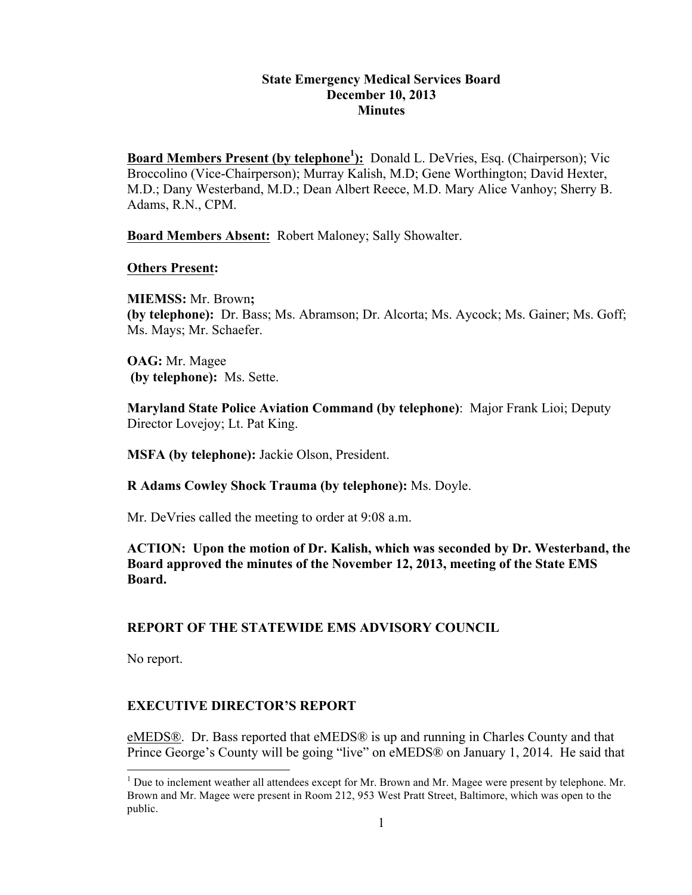# State Emergency Medical Services Board
## December 10, 2013
## Minutes

**Board Members Present (by telephone[1]):** Donald L. DeVries, Esq. (Chairperson); Vic Broccolino (Vice-Chairperson); Murray Kalish, M.D; Gene Worthington; David Hexter, M.D.; Dany Westerband, M.D.; Dean Albert Reece, M.D. Mary Alice Vanhoy; Sherry B. Adams, R.N., CPM.

**Board Members Absent:** Robert Maloney; Sally Showalter.

**Others Present:**

**MIEMSS:** Mr. Brown**;**
**(by telephone):** Dr. Bass; Ms. Abramson; Dr. Alcorta; Ms. Aycock; Ms. Gainer; Ms. Goff; Ms. Mays; Mr. Schaefer.

**OAG:** Mr. Magee
**(by telephone):** Ms. Sette.

**Maryland State Police Aviation Command (by telephone)**: Major Frank Lioi; Deputy Director Lovejoy; Lt. Pat King.

**MSFA (by telephone):** Jackie Olson, President.

**R Adams Cowley Shock Trauma (by telephone):** Ms. Doyle.

Mr. DeVries called the meeting to order at 9:08 a.m.

**ACTION: Upon the motion of Dr. Kalish, which was seconded by Dr. Westerband, the Board approved the minutes of the November 12, 2013, meeting of the State EMS Board.**

## REPORT OF THE STATEWIDE EMS ADVISORY COUNCIL

No report.

## EXECUTIVE DIRECTOR'S REPORT

eMEDS®. Dr. Bass reported that eMEDS® is up and running in Charles County and that Prince George's County will be going "live" on eMEDS® on January 1, 2014. He said that

[1] Due to inclement weather all attendees except for Mr. Brown and Mr. Magee were present by telephone. Mr. Brown and Mr. Magee were present in Room 212, 953 West Pratt Street, Baltimore, which was open to the public.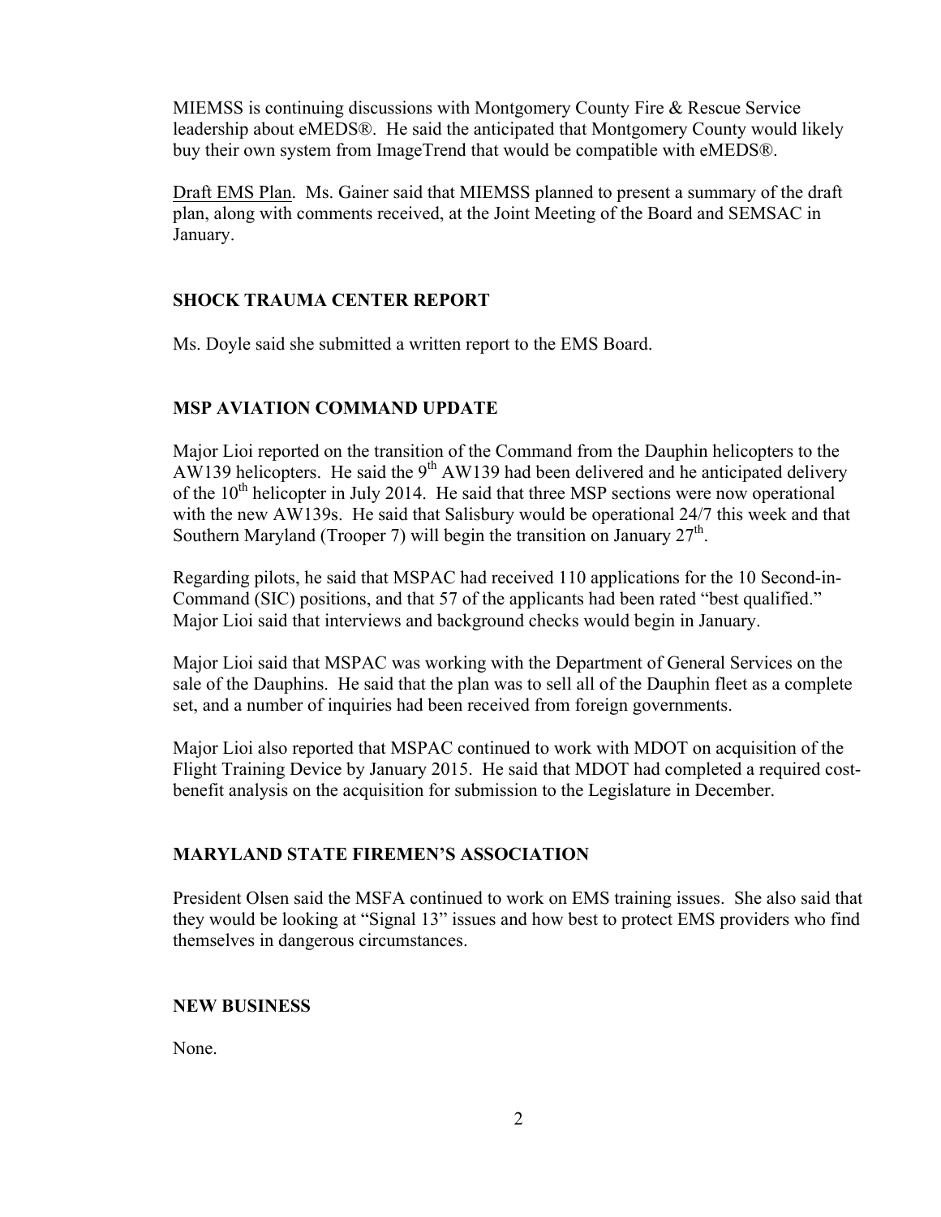MIEMSS is continuing discussions with Montgomery County Fire & Rescue Service leadership about eMEDS®. He said the anticipated that Montgomery County would likely buy their own system from ImageTrend that would be compatible with eMEDS®.

Draft EMS Plan. Ms. Gainer said that MIEMSS planned to present a summary of the draft plan, along with comments received, at the Joint Meeting of the Board and SEMSAC in January.

## SHOCK TRAUMA CENTER REPORT

Ms. Doyle said she submitted a written report to the EMS Board.

## MSP AVIATION COMMAND UPDATE

Major Lioi reported on the transition of the Command from the Dauphin helicopters to the AW139 helicopters. He said the 9th AW139 had been delivered and he anticipated delivery of the 10th helicopter in July 2014. He said that three MSP sections were now operational with the new AW139s. He said that Salisbury would be operational 24/7 this week and that Southern Maryland (Trooper 7) will begin the transition on January 27th.

Regarding pilots, he said that MSPAC had received 110 applications for the 10 Second-in-Command (SIC) positions, and that 57 of the applicants had been rated "best qualified." Major Lioi said that interviews and background checks would begin in January.

Major Lioi said that MSPAC was working with the Department of General Services on the sale of the Dauphins. He said that the plan was to sell all of the Dauphin fleet as a complete set, and a number of inquiries had been received from foreign governments.

Major Lioi also reported that MSPAC continued to work with MDOT on acquisition of the Flight Training Device by January 2015. He said that MDOT had completed a required cost-benefit analysis on the acquisition for submission to the Legislature in December.

## MARYLAND STATE FIREMEN'S ASSOCIATION

President Olsen said the MSFA continued to work on EMS training issues. She also said that they would be looking at "Signal 13" issues and how best to protect EMS providers who find themselves in dangerous circumstances.

## NEW BUSINESS

None.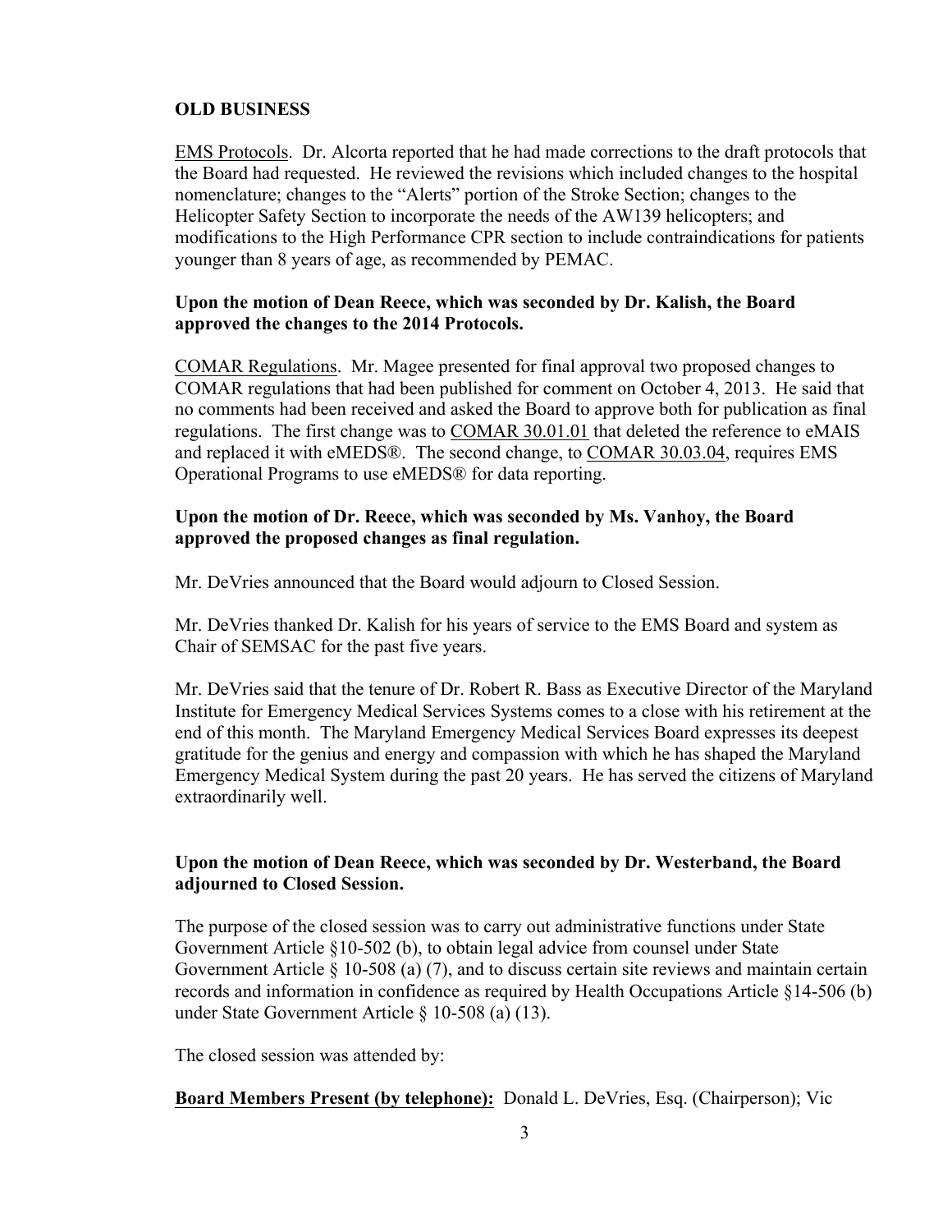**OLD BUSINESS**

EMS Protocols. Dr. Alcorta reported that he had made corrections to the draft protocols that the Board had requested. He reviewed the revisions which included changes to the hospital nomenclature; changes to the "Alerts" portion of the Stroke Section; changes to the Helicopter Safety Section to incorporate the needs of the AW139 helicopters; and modifications to the High Performance CPR section to include contraindications for patients younger than 8 years of age, as recommended by PEMAC.

**Upon the motion of Dean Reece, which was seconded by Dr. Kalish, the Board approved the changes to the 2014 Protocols.**

COMAR Regulations. Mr. Magee presented for final approval two proposed changes to COMAR regulations that had been published for comment on October 4, 2013. He said that no comments had been received and asked the Board to approve both for publication as final regulations. The first change was to COMAR 30.01.01 that deleted the reference to eMAIS and replaced it with eMEDS®. The second change, to COMAR 30.03.04, requires EMS Operational Programs to use eMEDS® for data reporting.

**Upon the motion of Dr. Reece, which was seconded by Ms. Vanhoy, the Board approved the proposed changes as final regulation.**

Mr. DeVries announced that the Board would adjourn to Closed Session.

Mr. DeVries thanked Dr. Kalish for his years of service to the EMS Board and system as Chair of SEMSAC for the past five years.

Mr. DeVries said that the tenure of Dr. Robert R. Bass as Executive Director of the Maryland Institute for Emergency Medical Services Systems comes to a close with his retirement at the end of this month. The Maryland Emergency Medical Services Board expresses its deepest gratitude for the genius and energy and compassion with which he has shaped the Maryland Emergency Medical System during the past 20 years. He has served the citizens of Maryland extraordinarily well.

**Upon the motion of Dean Reece, which was seconded by Dr. Westerband, the Board adjourned to Closed Session.**

The purpose of the closed session was to carry out administrative functions under State Government Article §10-502 (b), to obtain legal advice from counsel under State Government Article § 10-508 (a) (7), and to discuss certain site reviews and maintain certain records and information in confidence as required by Health Occupations Article §14-506 (b) under State Government Article § 10-508 (a) (13).

The closed session was attended by:

**Board Members Present (by telephone):** Donald L. DeVries, Esq. (Chairperson); Vic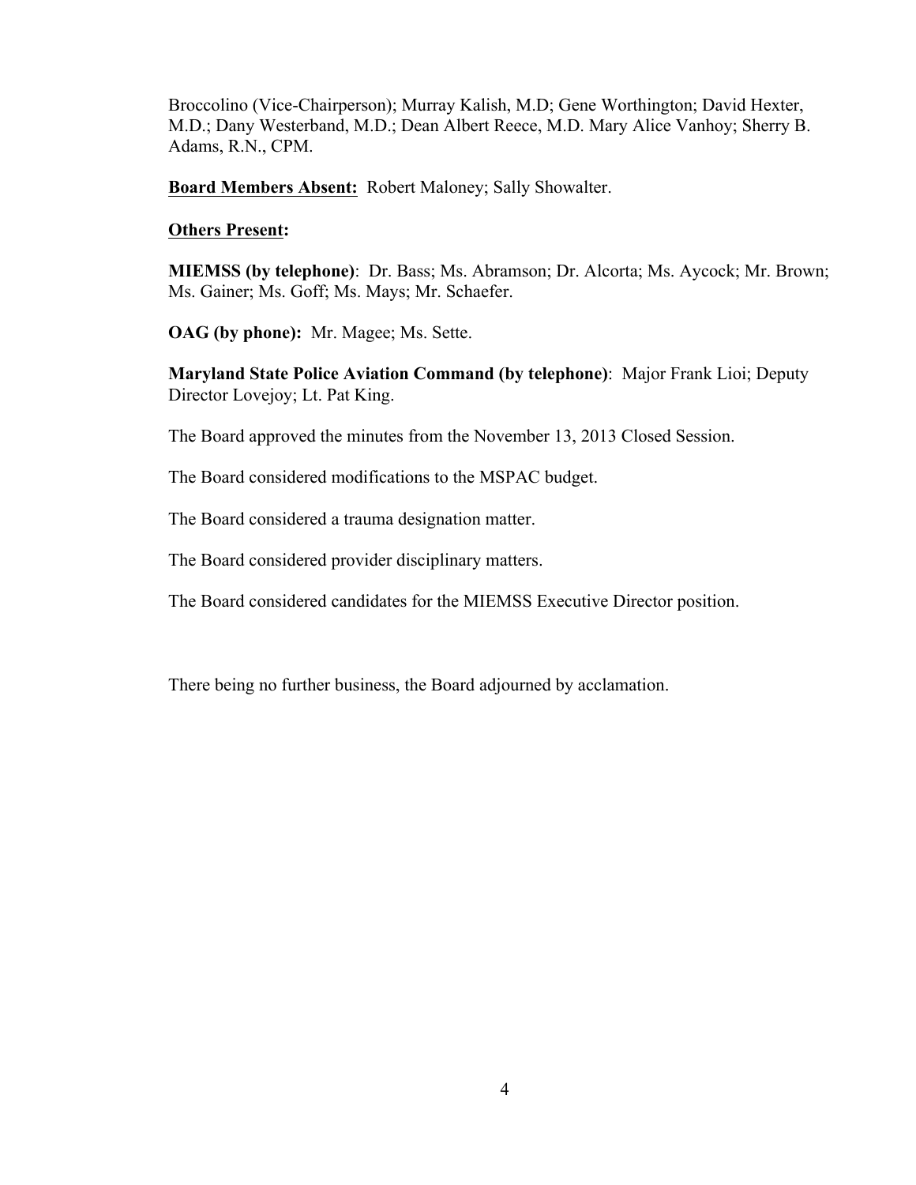Broccolino (Vice-Chairperson); Murray Kalish, M.D; Gene Worthington; David Hexter, M.D.; Dany Westerband, M.D.; Dean Albert Reece, M.D. Mary Alice Vanhoy; Sherry B. Adams, R.N., CPM.

**Board Members Absent:** Robert Maloney; Sally Showalter.

**Others Present:**

**MIEMSS (by telephone)**: Dr. Bass; Ms. Abramson; Dr. Alcorta; Ms. Aycock; Mr. Brown; Ms. Gainer; Ms. Goff; Ms. Mays; Mr. Schaefer.

**OAG (by phone):** Mr. Magee; Ms. Sette.

**Maryland State Police Aviation Command (by telephone)**: Major Frank Lioi; Deputy Director Lovejoy; Lt. Pat King.

The Board approved the minutes from the November 13, 2013 Closed Session.

The Board considered modifications to the MSPAC budget.

The Board considered a trauma designation matter.

The Board considered provider disciplinary matters.

The Board considered candidates for the MIEMSS Executive Director position.

There being no further business, the Board adjourned by acclamation.